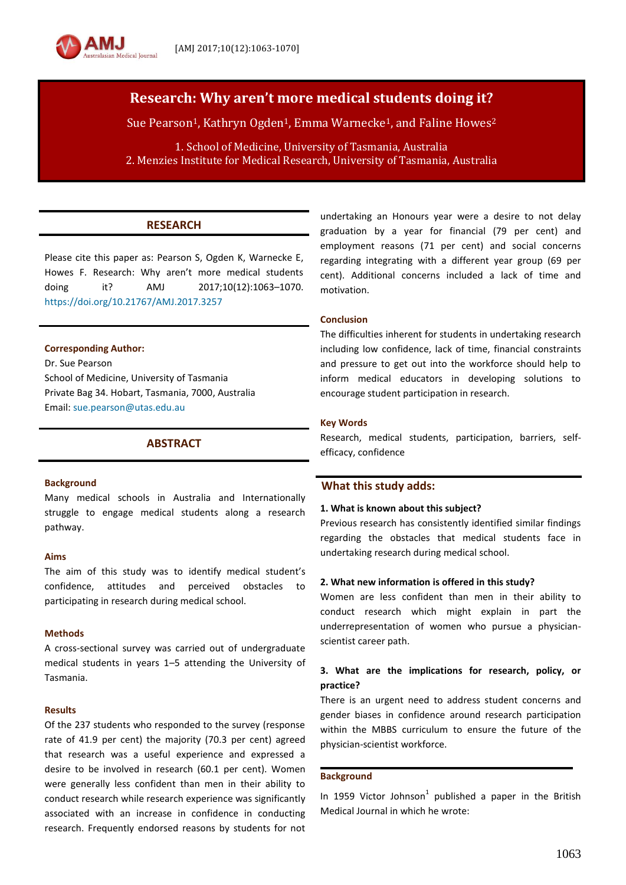# Research: Why aren't more medical students doing it?

Sue Pearson[1], Kathryn Ogden[1], Emma Warnecke[1], and Faline Howes[2]

1. School of Medicine, University of Tasmania, Australia
2. Menzies Institute for Medical Research, University of Tasmania, Australia

## RESEARCH

Please cite this paper as: Pearson S, Ogden K, Warnecke E, Howes F. Research: Why aren't more medical students doing it? AMJ 2017;10(12):1063–1070. https://doi.org/10.21767/AMJ.2017.3257

**Corresponding Author:**
Dr. Sue Pearson
School of Medicine, University of Tasmania
Private Bag 34. Hobart, Tasmania, 7000, Australia
Email: sue.pearson@utas.edu.au

## ABSTRACT

### Background

Many medical schools in Australia and Internationally struggle to engage medical students along a research pathway.

### Aims

The aim of this study was to identify medical student's confidence, attitudes and perceived obstacles to participating in research during medical school.

### Methods

A cross-sectional survey was carried out of undergraduate medical students in years 1–5 attending the University of Tasmania.

### Results

Of the 237 students who responded to the survey (response rate of 41.9 per cent) the majority (70.3 per cent) agreed that research was a useful experience and expressed a desire to be involved in research (60.1 per cent). Women were generally less confident than men in their ability to conduct research while research experience was significantly associated with an increase in confidence in conducting research. Frequently endorsed reasons by students for not undertaking an Honours year were a desire to not delay graduation by a year for financial (79 per cent) and employment reasons (71 per cent) and social concerns regarding integrating with a different year group (69 per cent). Additional concerns included a lack of time and motivation.

### Conclusion

The difficulties inherent for students in undertaking research including low confidence, lack of time, financial constraints and pressure to get out into the workforce should help to inform medical educators in developing solutions to encourage student participation in research.

### Key Words

Research, medical students, participation, barriers, self-efficacy, confidence

## What this study adds:

**1. What is known about this subject?**

Previous research has consistently identified similar findings regarding the obstacles that medical students face in undertaking research during medical school.

**2. What new information is offered in this study?**

Women are less confident than men in their ability to conduct research which might explain in part the underrepresentation of women who pursue a physician-scientist career path.

**3. What are the implications for research, policy, or practice?**

There is an urgent need to address student concerns and gender biases in confidence around research participation within the MBBS curriculum to ensure the future of the physician-scientist workforce.

## Background

In 1959 Victor Johnson[1] published a paper in the British Medical Journal in which he wrote: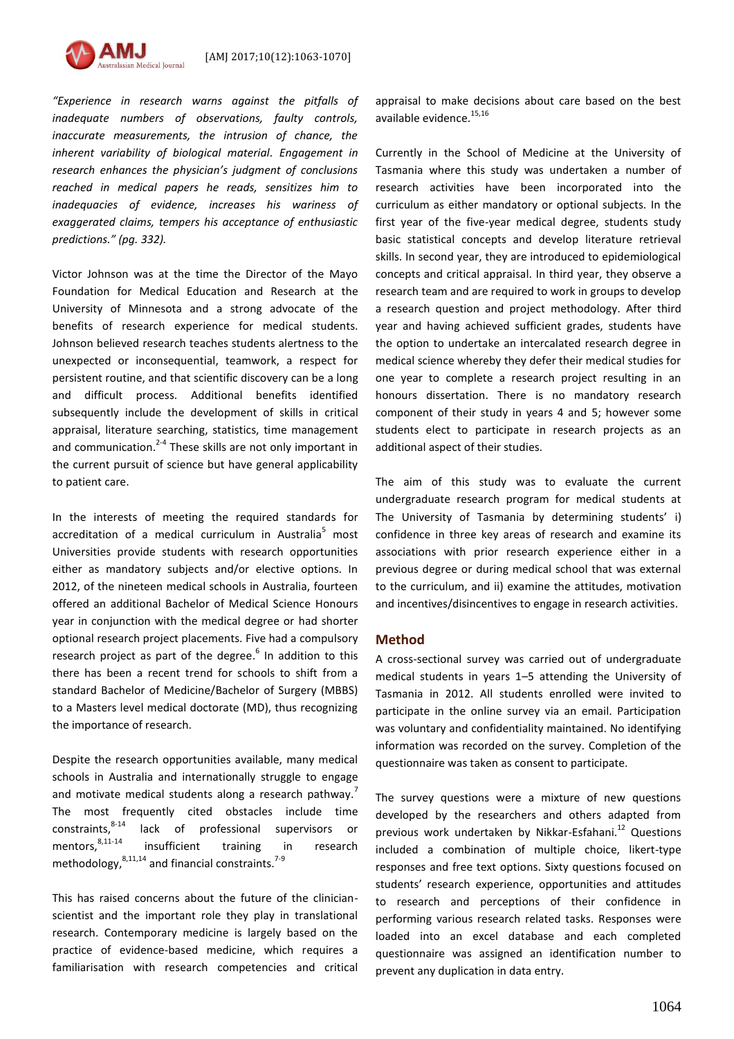*"Experience in research warns against the pitfalls of inadequate numbers of observations, faulty controls, inaccurate measurements, the intrusion of chance, the inherent variability of biological material. Engagement in research enhances the physician's judgment of conclusions reached in medical papers he reads, sensitizes him to inadequacies of evidence, increases his wariness of exaggerated claims, tempers his acceptance of enthusiastic predictions." (pg. 332).*

Victor Johnson was at the time the Director of the Mayo Foundation for Medical Education and Research at the University of Minnesota and a strong advocate of the benefits of research experience for medical students. Johnson believed research teaches students alertness to the unexpected or inconsequential, teamwork, a respect for persistent routine, and that scientific discovery can be a long and difficult process. Additional benefits identified subsequently include the development of skills in critical appraisal, literature searching, statistics, time management and communication.[2-4] These skills are not only important in the current pursuit of science but have general applicability to patient care.

In the interests of meeting the required standards for accreditation of a medical curriculum in Australia[5] most Universities provide students with research opportunities either as mandatory subjects and/or elective options. In 2012, of the nineteen medical schools in Australia, fourteen offered an additional Bachelor of Medical Science Honours year in conjunction with the medical degree or had shorter optional research project placements. Five had a compulsory research project as part of the degree.[6] In addition to this there has been a recent trend for schools to shift from a standard Bachelor of Medicine/Bachelor of Surgery (MBBS) to a Masters level medical doctorate (MD), thus recognizing the importance of research.

Despite the research opportunities available, many medical schools in Australia and internationally struggle to engage and motivate medical students along a research pathway.[7] The most frequently cited obstacles include time constraints,[8-14] lack of professional supervisors or mentors,[8,11-14] insufficient training in research methodology,[8,11,14] and financial constraints.[7-9]

This has raised concerns about the future of the clinician-scientist and the important role they play in translational research. Contemporary medicine is largely based on the practice of evidence-based medicine, which requires a familiarisation with research competencies and critical appraisal to make decisions about care based on the best available evidence.[15,16]

Currently in the School of Medicine at the University of Tasmania where this study was undertaken a number of research activities have been incorporated into the curriculum as either mandatory or optional subjects. In the first year of the five-year medical degree, students study basic statistical concepts and develop literature retrieval skills. In second year, they are introduced to epidemiological concepts and critical appraisal. In third year, they observe a research team and are required to work in groups to develop a research question and project methodology. After third year and having achieved sufficient grades, students have the option to undertake an intercalated research degree in medical science whereby they defer their medical studies for one year to complete a research project resulting in an honours dissertation. There is no mandatory research component of their study in years 4 and 5; however some students elect to participate in research projects as an additional aspect of their studies.

The aim of this study was to evaluate the current undergraduate research program for medical students at The University of Tasmania by determining students' i) confidence in three key areas of research and examine its associations with prior research experience either in a previous degree or during medical school that was external to the curriculum, and ii) examine the attitudes, motivation and incentives/disincentives to engage in research activities.

## Method

A cross-sectional survey was carried out of undergraduate medical students in years 1–5 attending the University of Tasmania in 2012. All students enrolled were invited to participate in the online survey via an email. Participation was voluntary and confidentiality maintained. No identifying information was recorded on the survey. Completion of the questionnaire was taken as consent to participate.

The survey questions were a mixture of new questions developed by the researchers and others adapted from previous work undertaken by Nikkar-Esfahani.[12] Questions included a combination of multiple choice, likert-type responses and free text options. Sixty questions focused on students' research experience, opportunities and attitudes to research and perceptions of their confidence in performing various research related tasks. Responses were loaded into an excel database and each completed questionnaire was assigned an identification number to prevent any duplication in data entry.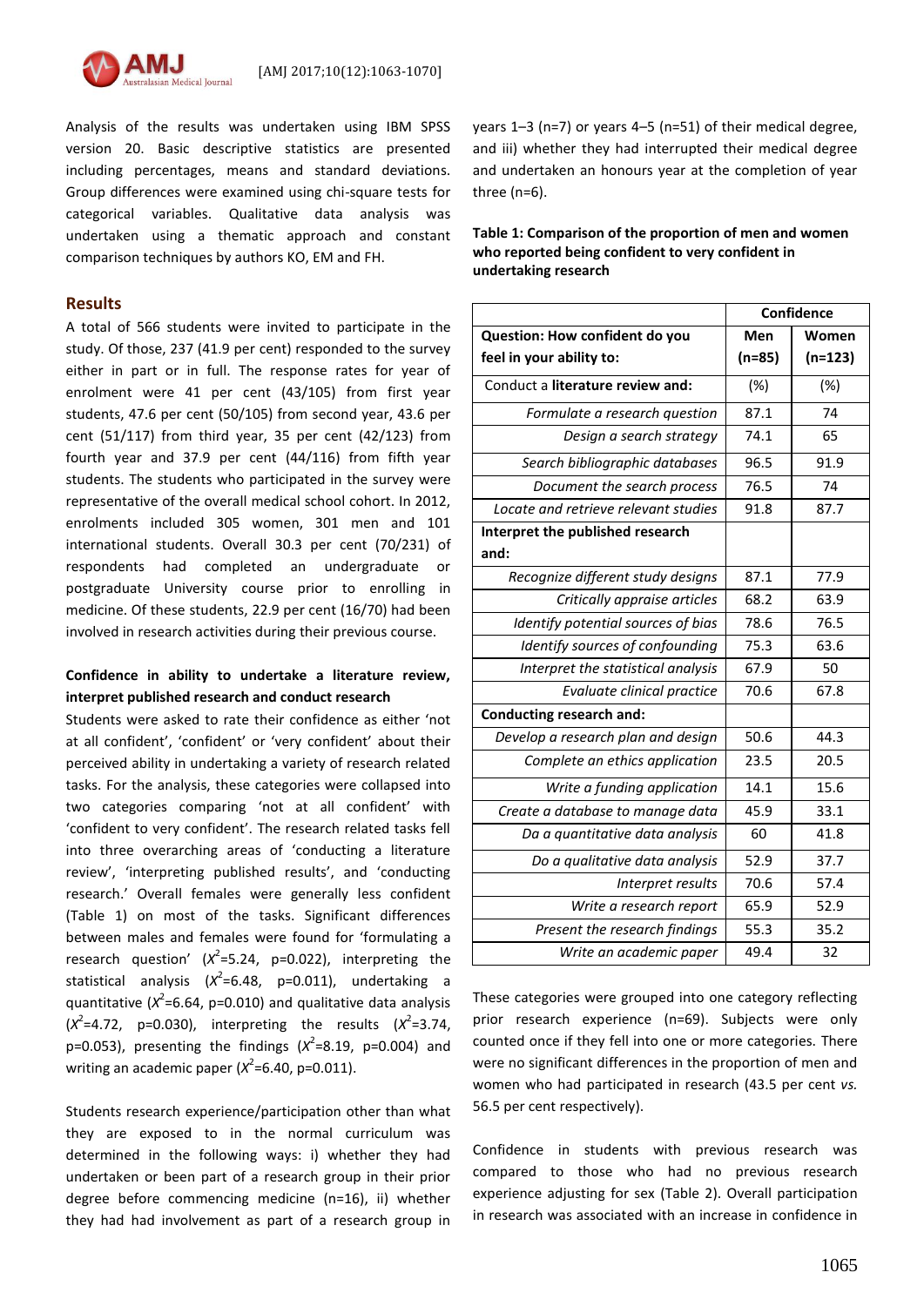Analysis of the results was undertaken using IBM SPSS version 20. Basic descriptive statistics are presented including percentages, means and standard deviations. Group differences were examined using chi-square tests for categorical variables. Qualitative data analysis was undertaken using a thematic approach and constant comparison techniques by authors KO, EM and FH.

## Results

A total of 566 students were invited to participate in the study. Of those, 237 (41.9 per cent) responded to the survey either in part or in full. The response rates for year of enrolment were 41 per cent (43/105) from first year students, 47.6 per cent (50/105) from second year, 43.6 per cent (51/117) from third year, 35 per cent (42/123) from fourth year and 37.9 per cent (44/116) from fifth year students. The students who participated in the survey were representative of the overall medical school cohort. In 2012, enrolments included 305 women, 301 men and 101 international students. Overall 30.3 per cent (70/231) of respondents had completed an undergraduate or postgraduate University course prior to enrolling in medicine. Of these students, 22.9 per cent (16/70) had been involved in research activities during their previous course.

### Confidence in ability to undertake a literature review, interpret published research and conduct research

Students were asked to rate their confidence as either 'not at all confident', 'confident' or 'very confident' about their perceived ability in undertaking a variety of research related tasks. For the analysis, these categories were collapsed into two categories comparing 'not at all confident' with 'confident to very confident'. The research related tasks fell into three overarching areas of 'conducting a literature review', 'interpreting published results', and 'conducting research.' Overall females were generally less confident (Table 1) on most of the tasks. Significant differences between males and females were found for 'formulating a research question' ($X^2$=5.24, p=0.022), interpreting the statistical analysis ($X^2$=6.48, p=0.011), undertaking a quantitative ($X^2$=6.64, p=0.010) and qualitative data analysis ($X^2$=4.72, p=0.030), interpreting the results ($X^2$=3.74, p=0.053), presenting the findings ($X^2$=8.19, p=0.004) and writing an academic paper ($X^2$=6.40, p=0.011).

Students research experience/participation other than what they are exposed to in the normal curriculum was determined in the following ways: i) whether they had undertaken or been part of a research group in their prior degree before commencing medicine (n=16), ii) whether they had had involvement as part of a research group in years 1–3 (n=7) or years 4–5 (n=51) of their medical degree, and iii) whether they had interrupted their medical degree and undertaken an honours year at the completion of year three (n=6).

**Table 1: Comparison of the proportion of men and women who reported being confident to very confident in undertaking research**

| | Confidence | |
|---|---|---|
| **Question: How confident do you feel in your ability to:** | **Men (n=85)** | **Women (n=123)** |
| Conduct a **literature review and:** | (%) | (%) |
| *Formulate a research question* | 87.1 | 74 |
| *Design a search strategy* | 74.1 | 65 |
| *Search bibliographic databases* | 96.5 | 91.9 |
| *Document the search process* | 76.5 | 74 |
| *Locate and retrieve relevant studies* | 91.8 | 87.7 |
| **Interpret the published research and:** | | |
| *Recognize different study designs* | 87.1 | 77.9 |
| *Critically appraise articles* | 68.2 | 63.9 |
| *Identify potential sources of bias* | 78.6 | 76.5 |
| *Identify sources of confounding* | 75.3 | 63.6 |
| *Interpret the statistical analysis* | 67.9 | 50 |
| *Evaluate clinical practice* | 70.6 | 67.8 |
| **Conducting research and:** | | |
| *Develop a research plan and design* | 50.6 | 44.3 |
| *Complete an ethics application* | 23.5 | 20.5 |
| *Write a funding application* | 14.1 | 15.6 |
| *Create a database to manage data* | 45.9 | 33.1 |
| *Da a quantitative data analysis* | 60 | 41.8 |
| *Do a qualitative data analysis* | 52.9 | 37.7 |
| *Interpret results* | 70.6 | 57.4 |
| *Write a research report* | 65.9 | 52.9 |
| *Present the research findings* | 55.3 | 35.2 |
| *Write an academic paper* | 49.4 | 32 |

These categories were grouped into one category reflecting prior research experience (n=69). Subjects were only counted once if they fell into one or more categories. There were no significant differences in the proportion of men and women who had participated in research (43.5 per cent *vs.* 56.5 per cent respectively).

Confidence in students with previous research was compared to those who had no previous research experience adjusting for sex (Table 2). Overall participation in research was associated with an increase in confidence in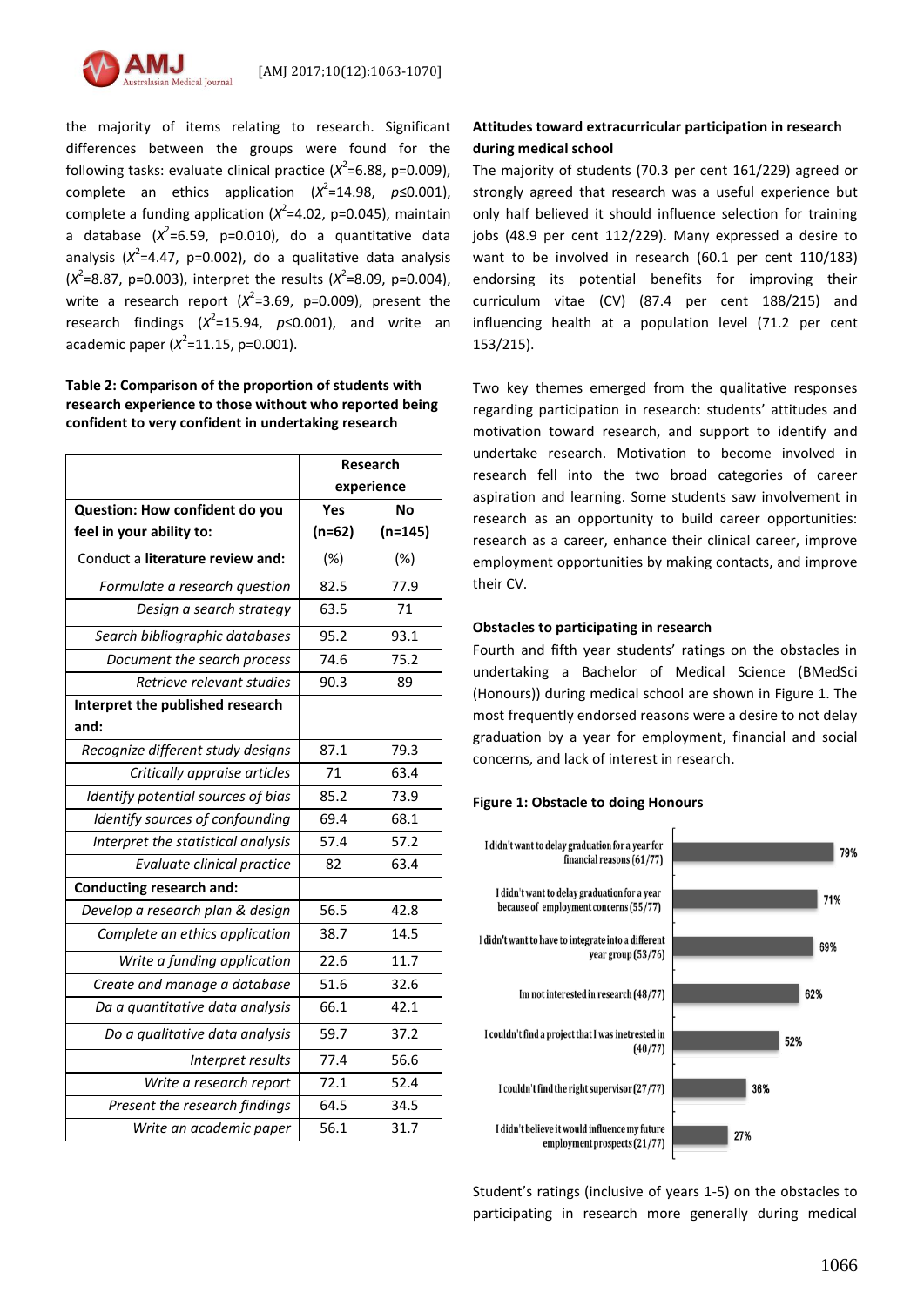the majority of items relating to research. Significant differences between the groups were found for the following tasks: evaluate clinical practice ($X^2$=6.88, p=0.009), complete an ethics application ($X^2$=14.98, $p \leq 0.001$), complete a funding application ($X^2$=4.02, p=0.045), maintain a database ($X^2$=6.59, p=0.010), do a quantitative data analysis ($X^2$=4.47, p=0.002), do a qualitative data analysis ($X^2$=8.87, p=0.003), interpret the results ($X^2$=8.09, p=0.004), write a research report ($X^2$=3.69, p=0.009), present the research findings ($X^2$=15.94, $p \leq 0.001$), and write an academic paper ($X^2$=11.15, p=0.001).

**Table 2: Comparison of the proportion of students with research experience to those without who reported being confident to very confident in undertaking research**

| | Research experience | |
|---|---|---|
| **Question: How confident do you feel in your ability to:** | **Yes (n=62)** | **No (n=145)** |
| Conduct a **literature review and:** | (%) | (%) |
| *Formulate a research question* | 82.5 | 77.9 |
| *Design a search strategy* | 63.5 | 71 |
| *Search bibliographic databases* | 95.2 | 93.1 |
| *Document the search process* | 74.6 | 75.2 |
| *Retrieve relevant studies* | 90.3 | 89 |
| **Interpret the published research and:** | | |
| *Recognize different study designs* | 87.1 | 79.3 |
| *Critically appraise articles* | 71 | 63.4 |
| *Identify potential sources of bias* | 85.2 | 73.9 |
| *Identify sources of confounding* | 69.4 | 68.1 |
| *Interpret the statistical analysis* | 57.4 | 57.2 |
| *Evaluate clinical practice* | 82 | 63.4 |
| **Conducting research and:** | | |
| *Develop a research plan & design* | 56.5 | 42.8 |
| *Complete an ethics application* | 38.7 | 14.5 |
| *Write a funding application* | 22.6 | 11.7 |
| *Create and manage a database* | 51.6 | 32.6 |
| *Da a quantitative data analysis* | 66.1 | 42.1 |
| *Do a qualitative data analysis* | 59.7 | 37.2 |
| *Interpret results* | 77.4 | 56.6 |
| *Write a research report* | 72.1 | 52.4 |
| *Present the research findings* | 64.5 | 34.5 |
| *Write an academic paper* | 56.1 | 31.7 |

**Attitudes toward extracurricular participation in research during medical school**

The majority of students (70.3 per cent 161/229) agreed or strongly agreed that research was a useful experience but only half believed it should influence selection for training jobs (48.9 per cent 112/229). Many expressed a desire to want to be involved in research (60.1 per cent 110/183) endorsing its potential benefits for improving their curriculum vitae (CV) (87.4 per cent 188/215) and influencing health at a population level (71.2 per cent 153/215).

Two key themes emerged from the qualitative responses regarding participation in research: students' attitudes and motivation toward research, and support to identify and undertake research. Motivation to become involved in research fell into the two broad categories of career aspiration and learning. Some students saw involvement in research as an opportunity to build career opportunities: research as a career, enhance their clinical career, improve employment opportunities by making contacts, and improve their CV.

**Obstacles to participating in research**

Fourth and fifth year students' ratings on the obstacles in undertaking a Bachelor of Medical Science (BMedSci (Honours)) during medical school are shown in Figure 1. The most frequently endorsed reasons were a desire to not delay graduation by a year for employment, financial and social concerns, and lack of interest in research.

**Figure 1: Obstacle to doing Honours**

| Obstacle | % |
|---|---|
| I didn't want to delay graduation for a year for financial reasons (61/77) | 79% |
| I didn't want to delay graduation for a year because of employment concerns (55/77) | 71% |
| I didn't want to have to integrate into a different year group (53/76) | 69% |
| Im not interested in research (48/77) | 62% |
| I couldn't find a project that I was inetrested in (40/77) | 52% |
| I couldn't find the right supervisor (27/77) | 36% |
| I didn't believe it would influence my future employment prospects (21/77) | 27% |

Student's ratings (inclusive of years 1-5) on the obstacles to participating in research more generally during medical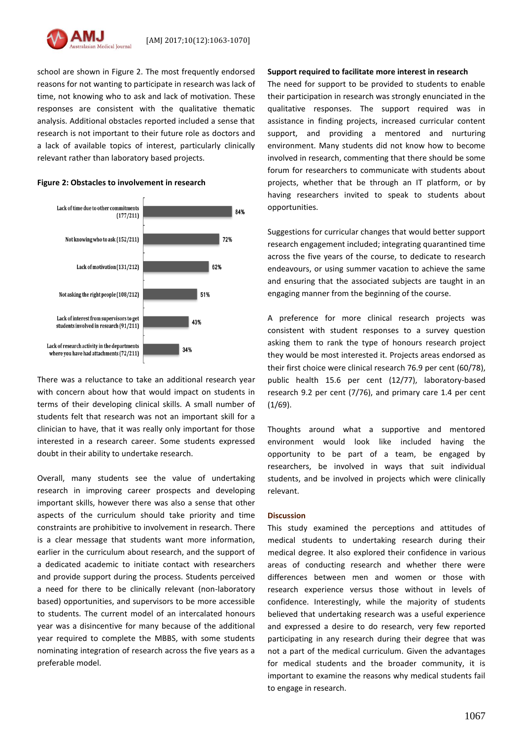school are shown in Figure 2. The most frequently endorsed reasons for not wanting to participate in research was lack of time, not knowing who to ask and lack of motivation. These responses are consistent with the qualitative thematic analysis. Additional obstacles reported included a sense that research is not important to their future role as doctors and a lack of available topics of interest, particularly clinically relevant rather than laboratory based projects.

**Figure 2: Obstacles to involvement in research**

| Obstacle | Percentage |
|---|---|
| Lack of time due to other commitments (177/211) | 84% |
| Not knowing who to ask (152/211) | 72% |
| Lack of motivation (131/212) | 62% |
| Not asking the right people (108/212) | 51% |
| Lack of interest from supervisors to get students involved in research (91/211) | 43% |
| Lack of research activity in the departments where you have had attachments (72/211) | 34% |

There was a reluctance to take an additional research year with concern about how that would impact on students in terms of their developing clinical skills. A small number of students felt that research was not an important skill for a clinician to have, that it was really only important for those interested in a research career. Some students expressed doubt in their ability to undertake research.

Overall, many students see the value of undertaking research in improving career prospects and developing important skills, however there was also a sense that other aspects of the curriculum should take priority and time constraints are prohibitive to involvement in research. There is a clear message that students want more information, earlier in the curriculum about research, and the support of a dedicated academic to initiate contact with researchers and provide support during the process. Students perceived a need for there to be clinically relevant (non-laboratory based) opportunities, and supervisors to be more accessible to students. The current model of an intercalated honours year was a disincentive for many because of the additional year required to complete the MBBS, with some students nominating integration of research across the five years as a preferable model.

**Support required to facilitate more interest in research**

The need for support to be provided to students to enable their participation in research was strongly enunciated in the qualitative responses. The support required was in assistance in finding projects, increased curricular content support, and providing a mentored and nurturing environment. Many students did not know how to become involved in research, commenting that there should be some forum for researchers to communicate with students about projects, whether that be through an IT platform, or by having researchers invited to speak to students about opportunities.

Suggestions for curricular changes that would better support research engagement included; integrating quarantined time across the five years of the course, to dedicate to research endeavours, or using summer vacation to achieve the same and ensuring that the associated subjects are taught in an engaging manner from the beginning of the course.

A preference for more clinical research projects was consistent with student responses to a survey question asking them to rank the type of honours research project they would be most interested it. Projects areas endorsed as their first choice were clinical research 76.9 per cent (60/78), public health 15.6 per cent (12/77), laboratory-based research 9.2 per cent (7/76), and primary care 1.4 per cent (1/69).

Thoughts around what a supportive and mentored environment would look like included having the opportunity to be part of a team, be engaged by researchers, be involved in ways that suit individual students, and be involved in projects which were clinically relevant.

## Discussion

This study examined the perceptions and attitudes of medical students to undertaking research during their medical degree. It also explored their confidence in various areas of conducting research and whether there were differences between men and women or those with research experience versus those without in levels of confidence. Interestingly, while the majority of students believed that undertaking research was a useful experience and expressed a desire to do research, very few reported participating in any research during their degree that was not a part of the medical curriculum. Given the advantages for medical students and the broader community, it is important to examine the reasons why medical students fail to engage in research.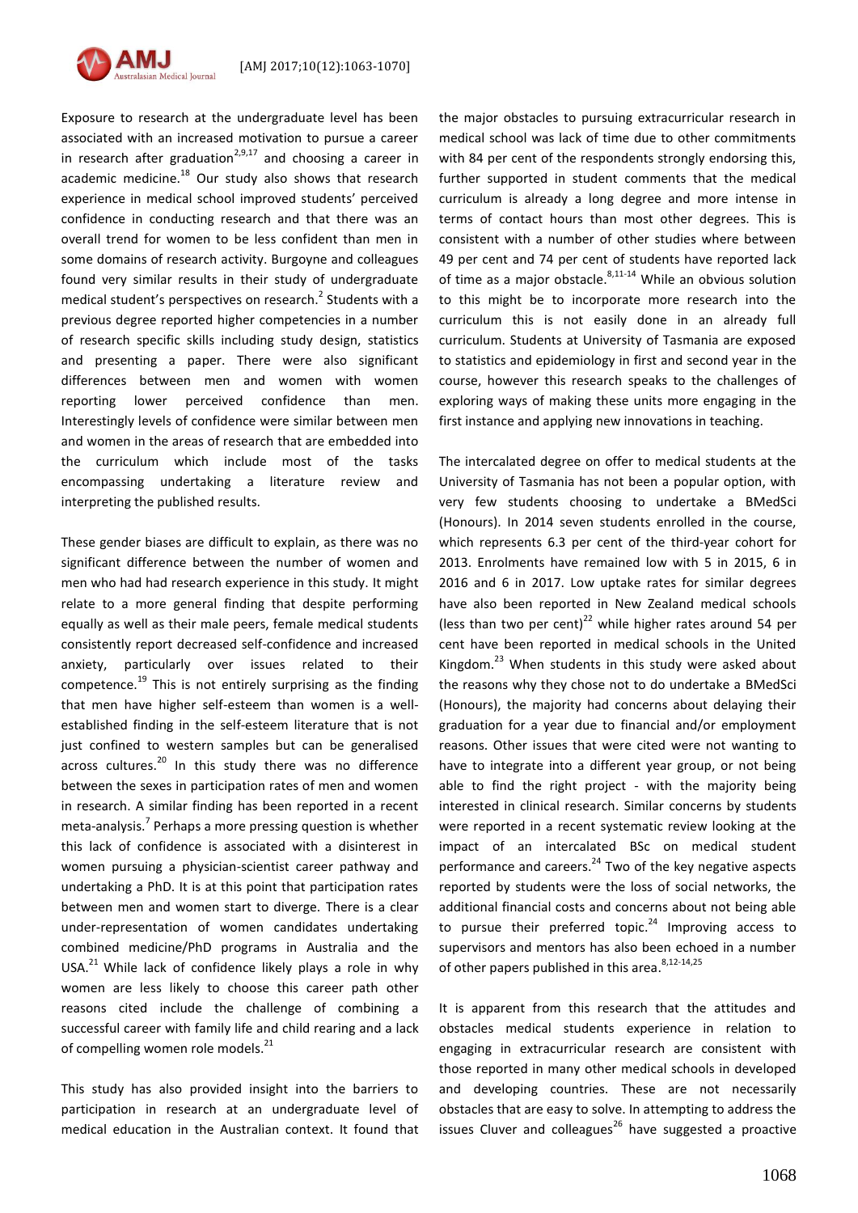Exposure to research at the undergraduate level has been associated with an increased motivation to pursue a career in research after graduation[2,9,17] and choosing a career in academic medicine.[18] Our study also shows that research experience in medical school improved students' perceived confidence in conducting research and that there was an overall trend for women to be less confident than men in some domains of research activity. Burgoyne and colleagues found very similar results in their study of undergraduate medical student's perspectives on research.[2] Students with a previous degree reported higher competencies in a number of research specific skills including study design, statistics and presenting a paper. There were also significant differences between men and women with women reporting lower perceived confidence than men. Interestingly levels of confidence were similar between men and women in the areas of research that are embedded into the curriculum which include most of the tasks encompassing undertaking a literature review and interpreting the published results.

These gender biases are difficult to explain, as there was no significant difference between the number of women and men who had had research experience in this study. It might relate to a more general finding that despite performing equally as well as their male peers, female medical students consistently report decreased self-confidence and increased anxiety, particularly over issues related to their competence.[19] This is not entirely surprising as the finding that men have higher self-esteem than women is a well-established finding in the self-esteem literature that is not just confined to western samples but can be generalised across cultures.[20] In this study there was no difference between the sexes in participation rates of men and women in research. A similar finding has been reported in a recent meta-analysis.[7] Perhaps a more pressing question is whether this lack of confidence is associated with a disinterest in women pursuing a physician-scientist career pathway and undertaking a PhD. It is at this point that participation rates between men and women start to diverge. There is a clear under-representation of women candidates undertaking combined medicine/PhD programs in Australia and the USA.[21] While lack of confidence likely plays a role in why women are less likely to choose this career path other reasons cited include the challenge of combining a successful career with family life and child rearing and a lack of compelling women role models.[21]

This study has also provided insight into the barriers to participation in research at an undergraduate level of medical education in the Australian context. It found that the major obstacles to pursuing extracurricular research in medical school was lack of time due to other commitments with 84 per cent of the respondents strongly endorsing this, further supported in student comments that the medical curriculum is already a long degree and more intense in terms of contact hours than most other degrees. This is consistent with a number of other studies where between 49 per cent and 74 per cent of students have reported lack of time as a major obstacle.[8,11-14] While an obvious solution to this might be to incorporate more research into the curriculum this is not easily done in an already full curriculum. Students at University of Tasmania are exposed to statistics and epidemiology in first and second year in the course, however this research speaks to the challenges of exploring ways of making these units more engaging in the first instance and applying new innovations in teaching.

The intercalated degree on offer to medical students at the University of Tasmania has not been a popular option, with very few students choosing to undertake a BMedSci (Honours). In 2014 seven students enrolled in the course, which represents 6.3 per cent of the third-year cohort for 2013. Enrolments have remained low with 5 in 2015, 6 in 2016 and 6 in 2017. Low uptake rates for similar degrees have also been reported in New Zealand medical schools (less than two per cent)[22] while higher rates around 54 per cent have been reported in medical schools in the United Kingdom.[23] When students in this study were asked about the reasons why they chose not to do undertake a BMedSci (Honours), the majority had concerns about delaying their graduation for a year due to financial and/or employment reasons. Other issues that were cited were not wanting to have to integrate into a different year group, or not being able to find the right project - with the majority being interested in clinical research. Similar concerns by students were reported in a recent systematic review looking at the impact of an intercalated BSc on medical student performance and careers.[24] Two of the key negative aspects reported by students were the loss of social networks, the additional financial costs and concerns about not being able to pursue their preferred topic.[24] Improving access to supervisors and mentors has also been echoed in a number of other papers published in this area.[8,12-14,25]

It is apparent from this research that the attitudes and obstacles medical students experience in relation to engaging in extracurricular research are consistent with those reported in many other medical schools in developed and developing countries. These are not necessarily obstacles that are easy to solve. In attempting to address the issues Cluver and colleagues[26] have suggested a proactive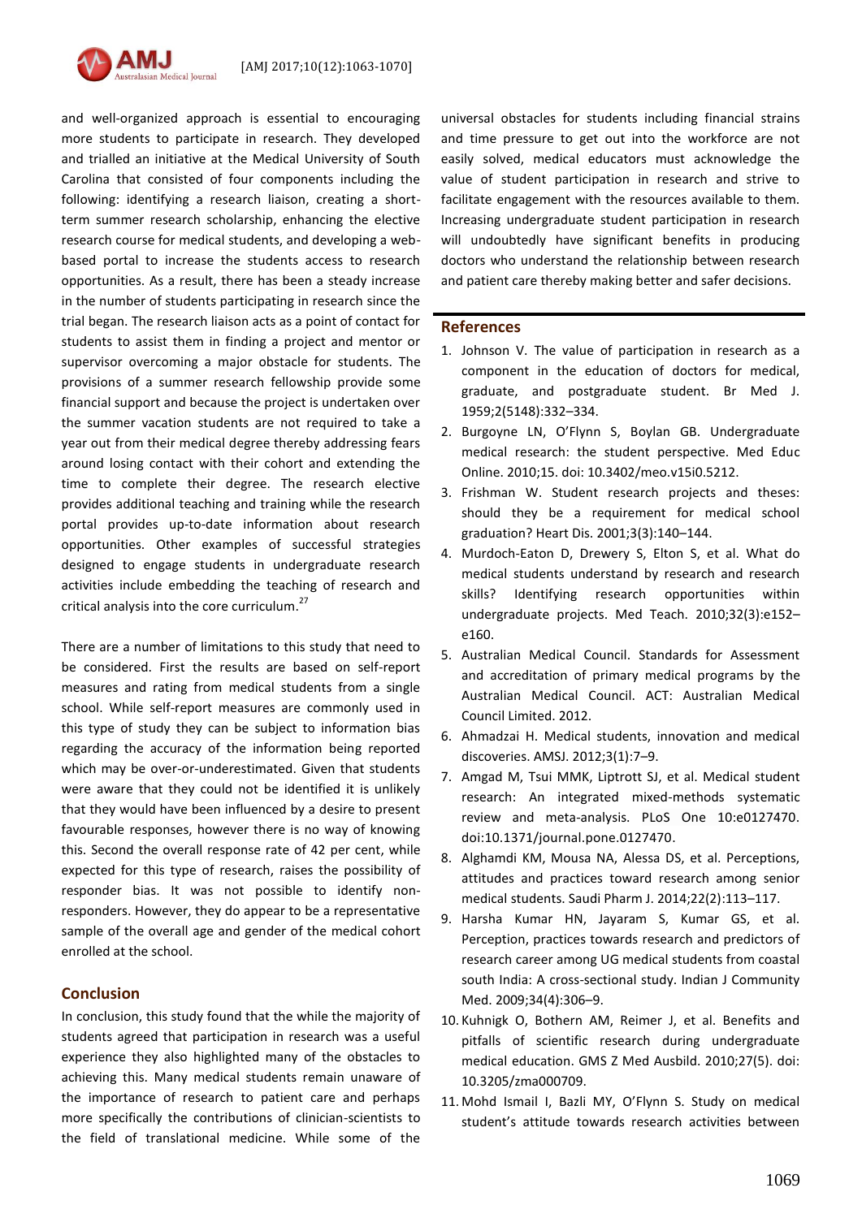and well-organized approach is essential to encouraging more students to participate in research. They developed and trialled an initiative at the Medical University of South Carolina that consisted of four components including the following: identifying a research liaison, creating a short-term summer research scholarship, enhancing the elective research course for medical students, and developing a web-based portal to increase the students access to research opportunities. As a result, there has been a steady increase in the number of students participating in research since the trial began. The research liaison acts as a point of contact for students to assist them in finding a project and mentor or supervisor overcoming a major obstacle for students. The provisions of a summer research fellowship provide some financial support and because the project is undertaken over the summer vacation students are not required to take a year out from their medical degree thereby addressing fears around losing contact with their cohort and extending the time to complete their degree. The research elective provides additional teaching and training while the research portal provides up-to-date information about research opportunities. Other examples of successful strategies designed to engage students in undergraduate research activities include embedding the teaching of research and critical analysis into the core curriculum.[27]

There are a number of limitations to this study that need to be considered. First the results are based on self-report measures and rating from medical students from a single school. While self-report measures are commonly used in this type of study they can be subject to information bias regarding the accuracy of the information being reported which may be over-or-underestimated. Given that students were aware that they could not be identified it is unlikely that they would have been influenced by a desire to present favourable responses, however there is no way of knowing this. Second the overall response rate of 42 per cent, while expected for this type of research, raises the possibility of responder bias. It was not possible to identify non-responders. However, they do appear to be a representative sample of the overall age and gender of the medical cohort enrolled at the school.

## Conclusion

In conclusion, this study found that the while the majority of students agreed that participation in research was a useful experience they also highlighted many of the obstacles to achieving this. Many medical students remain unaware of the importance of research to patient care and perhaps more specifically the contributions of clinician-scientists to the field of translational medicine. While some of the universal obstacles for students including financial strains and time pressure to get out into the workforce are not easily solved, medical educators must acknowledge the value of student participation in research and strive to facilitate engagement with the resources available to them. Increasing undergraduate student participation in research will undoubtedly have significant benefits in producing doctors who understand the relationship between research and patient care thereby making better and safer decisions.

## References

1. Johnson V. The value of participation in research as a component in the education of doctors for medical, graduate, and postgraduate student. Br Med J. 1959;2(5148):332–334.
2. Burgoyne LN, O'Flynn S, Boylan GB. Undergraduate medical research: the student perspective. Med Educ Online. 2010;15. doi: 10.3402/meo.v15i0.5212.
3. Frishman W. Student research projects and theses: should they be a requirement for medical school graduation? Heart Dis. 2001;3(3):140–144.
4. Murdoch-Eaton D, Drewery S, Elton S, et al. What do medical students understand by research and research skills? Identifying research opportunities within undergraduate projects. Med Teach. 2010;32(3):e152–e160.
5. Australian Medical Council. Standards for Assessment and accreditation of primary medical programs by the Australian Medical Council. ACT: Australian Medical Council Limited. 2012.
6. Ahmadzai H. Medical students, innovation and medical discoveries. AMSJ. 2012;3(1):7–9.
7. Amgad M, Tsui MMK, Liptrott SJ, et al. Medical student research: An integrated mixed-methods systematic review and meta-analysis. PLoS One 10:e0127470. doi:10.1371/journal.pone.0127470.
8. Alghamdi KM, Mousa NA, Alessa DS, et al. Perceptions, attitudes and practices toward research among senior medical students. Saudi Pharm J. 2014;22(2):113–117.
9. Harsha Kumar HN, Jayaram S, Kumar GS, et al. Perception, practices towards research and predictors of research career among UG medical students from coastal south India: A cross-sectional study. Indian J Community Med. 2009;34(4):306–9.
10. Kuhnigk O, Bothern AM, Reimer J, et al. Benefits and pitfalls of scientific research during undergraduate medical education. GMS Z Med Ausbild. 2010;27(5). doi: 10.3205/zma000709.
11. Mohd Ismail I, Bazli MY, O'Flynn S. Study on medical student's attitude towards research activities between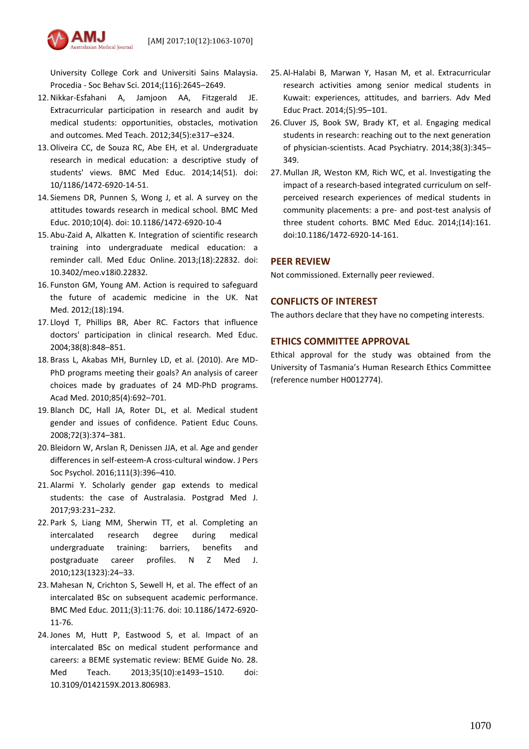University College Cork and Universiti Sains Malaysia. Procedia - Soc Behav Sci. 2014;(116):2645–2649.

12. Nikkar-Esfahani A, Jamjoon AA, Fitzgerald JE. Extracurricular participation in research and audit by medical students: opportunities, obstacles, motivation and outcomes. Med Teach. 2012;34(5):e317–e324.
13. Oliveira CC, de Souza RC, Abe EH, et al. Undergraduate research in medical education: a descriptive study of students' views. BMC Med Educ. 2014;14(51). doi: 10/1186/1472-6920-14-51.
14. Siemens DR, Punnen S, Wong J, et al. A survey on the attitudes towards research in medical school. BMC Med Educ. 2010;10(4). doi: 10.1186/1472-6920-10-4
15. Abu-Zaid A, Alkatten K. Integration of scientific research training into undergraduate medical education: a reminder call. Med Educ Online. 2013;(18):22832. doi: 10.3402/meo.v18i0.22832.
16. Funston GM, Young AM. Action is required to safeguard the future of academic medicine in the UK. Nat Med. 2012;(18):194.
17. Lloyd T, Phillips BR, Aber RC. Factors that influence doctors' participation in clinical research. Med Educ. 2004;38(8):848–851.
18. Brass L, Akabas MH, Burnley LD, et al. (2010). Are MD-PhD programs meeting their goals? An analysis of career choices made by graduates of 24 MD-PhD programs. Acad Med. 2010;85(4):692–701.
19. Blanch DC, Hall JA, Roter DL, et al. Medical student gender and issues of confidence. Patient Educ Couns. 2008;72(3):374–381.
20. Bleidorn W, Arslan R, Denissen JJA, et al. Age and gender differences in self-esteem-A cross-cultural window. J Pers Soc Psychol. 2016;111(3):396–410.
21. Alarmi Y. Scholarly gender gap extends to medical students: the case of Australasia. Postgrad Med J. 2017;93:231–232.
22. Park S, Liang MM, Sherwin TT, et al. Completing an intercalated research degree during medical undergraduate training: barriers, benefits and postgraduate career profiles. N Z Med J. 2010;123(1323):24–33.
23. Mahesan N, Crichton S, Sewell H, et al. The effect of an intercalated BSc on subsequent academic performance. BMC Med Educ. 2011;(3):11:76. doi: 10.1186/1472-6920-11-76.
24. Jones M, Hutt P, Eastwood S, et al. Impact of an intercalated BSc on medical student performance and careers: a BEME systematic review: BEME Guide No. 28. Med Teach. 2013;35(10):e1493–1510. doi: 10.3109/0142159X.2013.806983.
25. Al-Halabi B, Marwan Y, Hasan M, et al. Extracurricular research activities among senior medical students in Kuwait: experiences, attitudes, and barriers. Adv Med Educ Pract. 2014;(5):95–101.
26. Cluver JS, Book SW, Brady KT, et al. Engaging medical students in research: reaching out to the next generation of physician-scientists. Acad Psychiatry. 2014;38(3):345–349.
27. Mullan JR, Weston KM, Rich WC, et al. Investigating the impact of a research-based integrated curriculum on self-perceived research experiences of medical students in community placements: a pre- and post-test analysis of three student cohorts. BMC Med Educ. 2014;(14):161. doi:10.1186/1472-6920-14-161.

## PEER REVIEW

Not commissioned. Externally peer reviewed.

## CONFLICTS OF INTEREST

The authors declare that they have no competing interests.

## ETHICS COMMITTEE APPROVAL

Ethical approval for the study was obtained from the University of Tasmania's Human Research Ethics Committee (reference number H0012774).